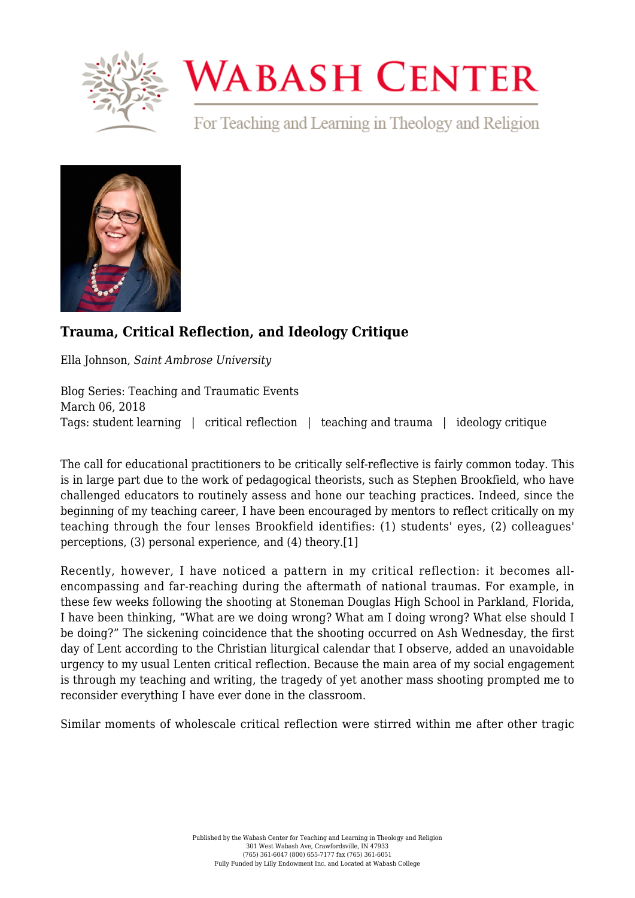# Trauma, Critical Reflection, and Ideology Critique

Ella Johnson, *Saint Ambrose University*

Blog Series: Teaching and Traumatic Events
March 06, 2018
Tags: student learning | critical reflection | teaching and trauma | ideology critique

The call for educational practitioners to be critically self-reflective is fairly common today. This is in large part due to the work of pedagogical theorists, such as Stephen Brookfield, who have challenged educators to routinely assess and hone our teaching practices. Indeed, since the beginning of my teaching career, I have been encouraged by mentors to reflect critically on my teaching through the four lenses Brookfield identifies: (1) students' eyes, (2) colleagues' perceptions, (3) personal experience, and (4) theory.[1]

Recently, however, I have noticed a pattern in my critical reflection: it becomes all-encompassing and far-reaching during the aftermath of national traumas. For example, in these few weeks following the shooting at Stoneman Douglas High School in Parkland, Florida, I have been thinking, "What are we doing wrong? What am I doing wrong? What else should I be doing?" The sickening coincidence that the shooting occurred on Ash Wednesday, the first day of Lent according to the Christian liturgical calendar that I observe, added an unavoidable urgency to my usual Lenten critical reflection. Because the main area of my social engagement is through my teaching and writing, the tragedy of yet another mass shooting prompted me to reconsider everything I have ever done in the classroom.

Similar moments of wholescale critical reflection were stirred within me after other tragic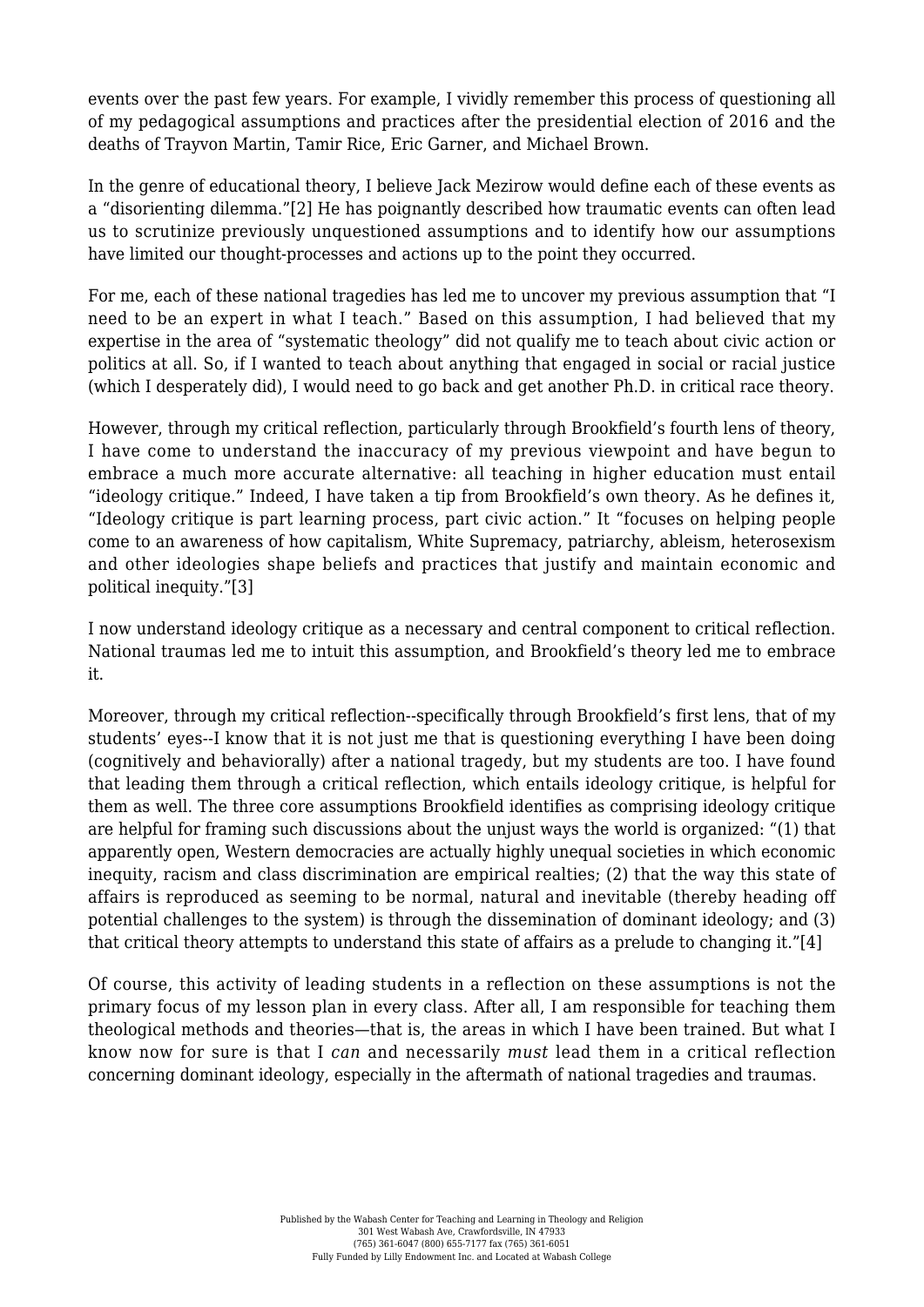events over the past few years. For example, I vividly remember this process of questioning all of my pedagogical assumptions and practices after the presidential election of 2016 and the deaths of Trayvon Martin, Tamir Rice, Eric Garner, and Michael Brown.

In the genre of educational theory, I believe Jack Mezirow would define each of these events as a "disorienting dilemma."[2] He has poignantly described how traumatic events can often lead us to scrutinize previously unquestioned assumptions and to identify how our assumptions have limited our thought-processes and actions up to the point they occurred.

For me, each of these national tragedies has led me to uncover my previous assumption that "I need to be an expert in what I teach." Based on this assumption, I had believed that my expertise in the area of "systematic theology" did not qualify me to teach about civic action or politics at all. So, if I wanted to teach about anything that engaged in social or racial justice (which I desperately did), I would need to go back and get another Ph.D. in critical race theory.

However, through my critical reflection, particularly through Brookfield's fourth lens of theory, I have come to understand the inaccuracy of my previous viewpoint and have begun to embrace a much more accurate alternative: all teaching in higher education must entail "ideology critique." Indeed, I have taken a tip from Brookfield's own theory. As he defines it, "Ideology critique is part learning process, part civic action." It "focuses on helping people come to an awareness of how capitalism, White Supremacy, patriarchy, ableism, heterosexism and other ideologies shape beliefs and practices that justify and maintain economic and political inequity."[3]

I now understand ideology critique as a necessary and central component to critical reflection. National traumas led me to intuit this assumption, and Brookfield's theory led me to embrace it.

Moreover, through my critical reflection--specifically through Brookfield's first lens, that of my students' eyes--I know that it is not just me that is questioning everything I have been doing (cognitively and behaviorally) after a national tragedy, but my students are too. I have found that leading them through a critical reflection, which entails ideology critique, is helpful for them as well. The three core assumptions Brookfield identifies as comprising ideology critique are helpful for framing such discussions about the unjust ways the world is organized: "(1) that apparently open, Western democracies are actually highly unequal societies in which economic inequity, racism and class discrimination are empirical realties; (2) that the way this state of affairs is reproduced as seeming to be normal, natural and inevitable (thereby heading off potential challenges to the system) is through the dissemination of dominant ideology; and (3) that critical theory attempts to understand this state of affairs as a prelude to changing it."[4]

Of course, this activity of leading students in a reflection on these assumptions is not the primary focus of my lesson plan in every class. After all, I am responsible for teaching them theological methods and theories—that is, the areas in which I have been trained. But what I know now for sure is that I *can* and necessarily *must* lead them in a critical reflection concerning dominant ideology, especially in the aftermath of national tragedies and traumas.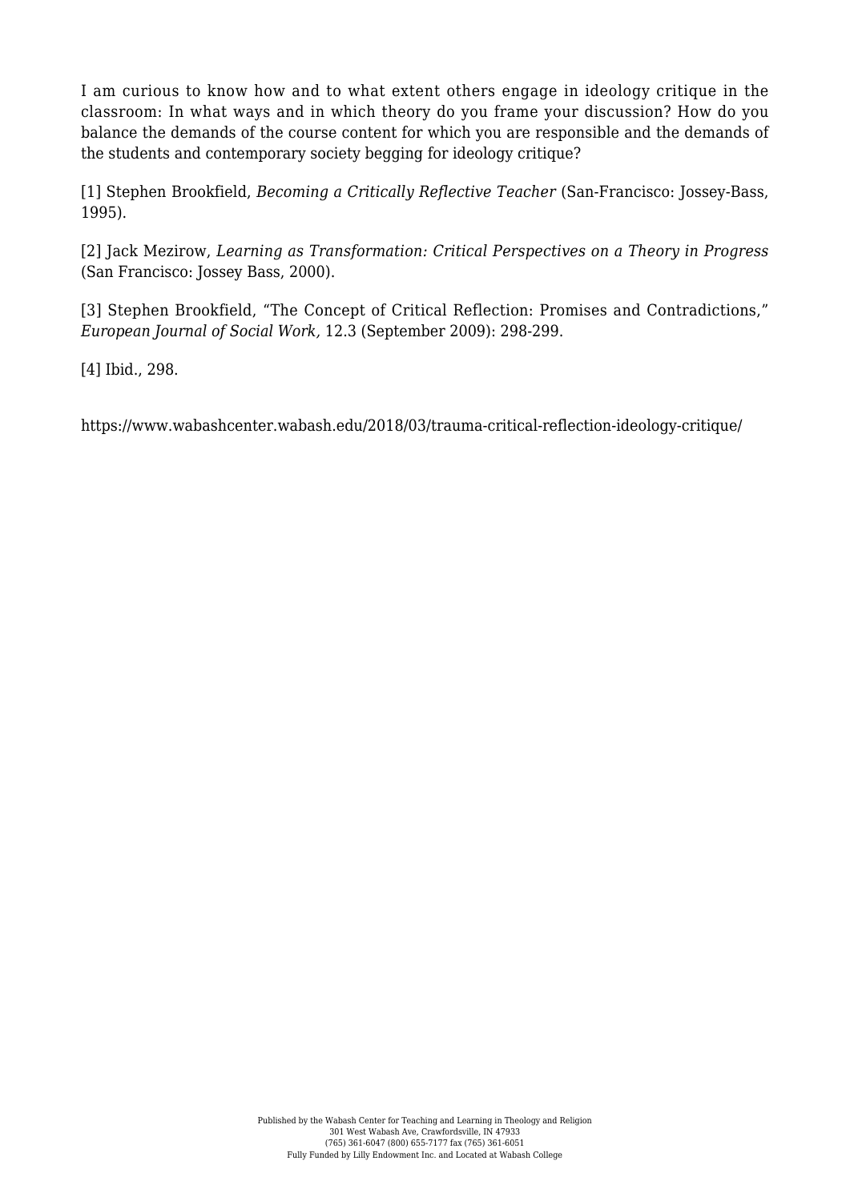I am curious to know how and to what extent others engage in ideology critique in the classroom: In what ways and in which theory do you frame your discussion? How do you balance the demands of the course content for which you are responsible and the demands of the students and contemporary society begging for ideology critique?

[1] Stephen Brookfield, *Becoming a Critically Reflective Teacher* (San-Francisco: Jossey-Bass, 1995).

[2] Jack Mezirow, *Learning as Transformation: Critical Perspectives on a Theory in Progress* (San Francisco: Jossey Bass, 2000).

[3] Stephen Brookfield, "The Concept of Critical Reflection: Promises and Contradictions," *European Journal of Social Work,* 12.3 (September 2009): 298-299.

[4] Ibid., 298.

https://www.wabashcenter.wabash.edu/2018/03/trauma-critical-reflection-ideology-critique/